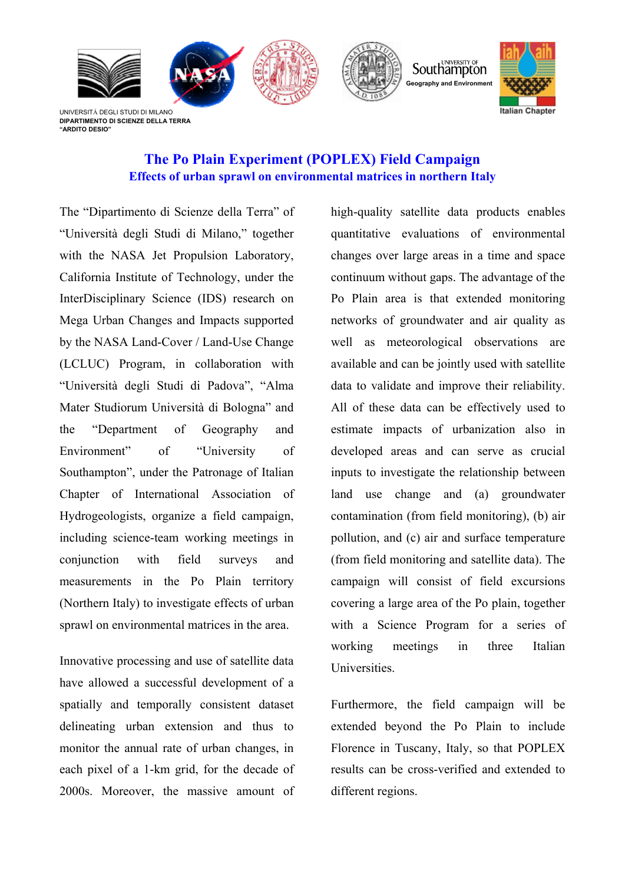UNIVERSITÁ DEGLI STUDI DI MILANO
**DIPARTIMENTO DI SCIENZE DELLA TERRA**
**"ARDITO DESIO"**

Southampton — Geography and Environment

Italian Chapter

# The Po Plain Experiment (POPLEX) Field Campaign

## Effects of urban sprawl on environmental matrices in northern Italy

The "Dipartimento di Scienze della Terra" of "Università degli Studi di Milano," together with the NASA Jet Propulsion Laboratory, California Institute of Technology, under the InterDisciplinary Science (IDS) research on Mega Urban Changes and Impacts supported by the NASA Land-Cover / Land-Use Change (LCLUC) Program, in collaboration with "Università degli Studi di Padova", "Alma Mater Studiorum Università di Bologna" and the "Department of Geography and Environment" of "University of Southampton", under the Patronage of Italian Chapter of International Association of Hydrogeologists, organize a field campaign, including science-team working meetings in conjunction with field surveys and measurements in the Po Plain territory (Northern Italy) to investigate effects of urban sprawl on environmental matrices in the area.

Innovative processing and use of satellite data have allowed a successful development of a spatially and temporally consistent dataset delineating urban extension and thus to monitor the annual rate of urban changes, in each pixel of a 1-km grid, for the decade of 2000s. Moreover, the massive amount of high-quality satellite data products enables quantitative evaluations of environmental changes over large areas in a time and space continuum without gaps. The advantage of the Po Plain area is that extended monitoring networks of groundwater and air quality as well as meteorological observations are available and can be jointly used with satellite data to validate and improve their reliability. All of these data can be effectively used to estimate impacts of urbanization also in developed areas and can serve as crucial inputs to investigate the relationship between land use change and (a) groundwater contamination (from field monitoring), (b) air pollution, and (c) air and surface temperature (from field monitoring and satellite data). The campaign will consist of field excursions covering a large area of the Po plain, together with a Science Program for a series of working meetings in three Italian Universities.

Furthermore, the field campaign will be extended beyond the Po Plain to include Florence in Tuscany, Italy, so that POPLEX results can be cross-verified and extended to different regions.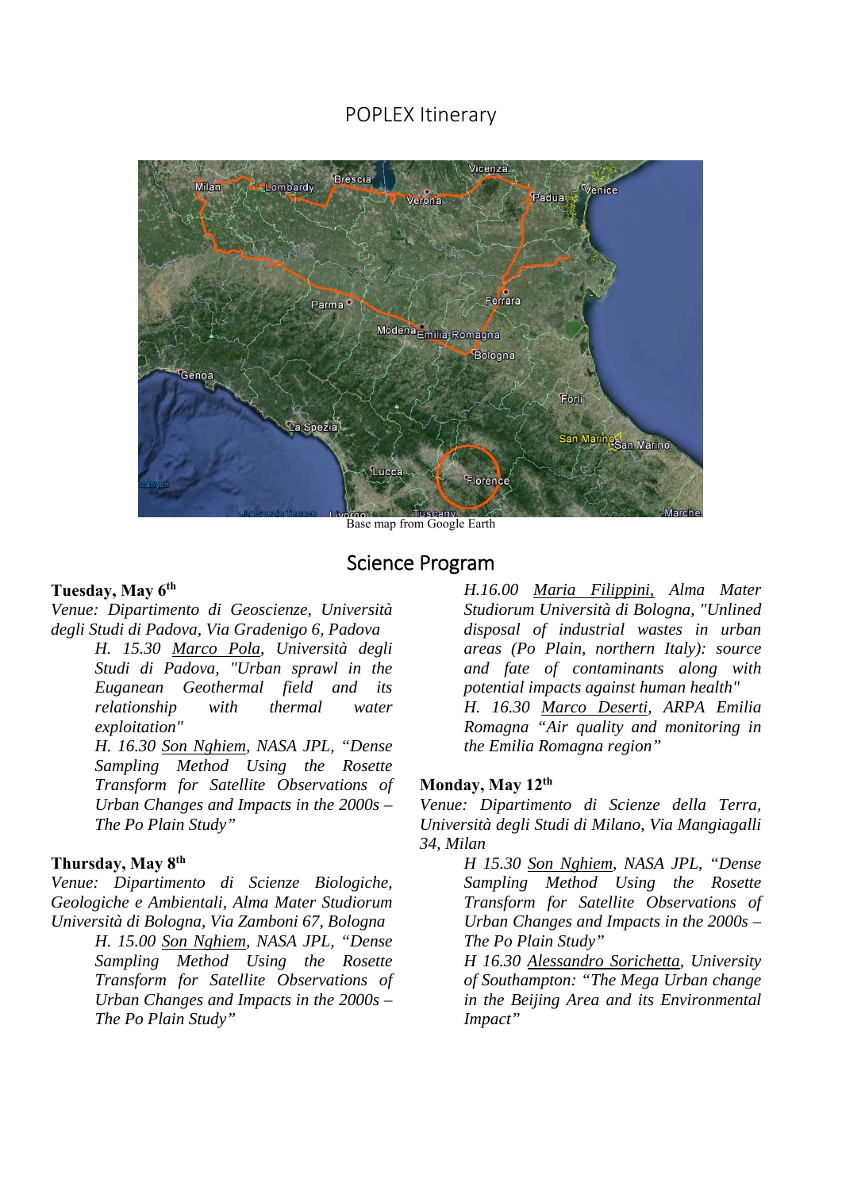# POPLEX Itinerary

Base map from Google Earth

## Science Program

**Tuesday, May 6th**

*Venue: Dipartimento di Geoscienze, Università degli Studi di Padova, Via Gradenigo 6, Padova*

*H. 15.30 Marco Pola, Università degli Studi di Padova, "Urban sprawl in the Euganean Geothermal field and its relationship with thermal water exploitation"*

*H. 16.30 Son Nghiem, NASA JPL, "Dense Sampling Method Using the Rosette Transform for Satellite Observations of Urban Changes and Impacts in the 2000s – The Po Plain Study"*

**Thursday, May 8th**

*Venue: Dipartimento di Scienze Biologiche, Geologiche e Ambientali, Alma Mater Studiorum Università di Bologna, Via Zamboni 67, Bologna*

*H. 15.00 Son Nghiem, NASA JPL, "Dense Sampling Method Using the Rosette Transform for Satellite Observations of Urban Changes and Impacts in the 2000s – The Po Plain Study"*

*H.16.00 Maria Filippini, Alma Mater Studiorum Università di Bologna, "Unlined disposal of industrial wastes in urban areas (Po Plain, northern Italy): source and fate of contaminants along with potential impacts against human health"*

*H. 16.30 Marco Deserti, ARPA Emilia Romagna "Air quality and monitoring in the Emilia Romagna region"*

**Monday, May 12th**

*Venue: Dipartimento di Scienze della Terra, Università degli Studi di Milano, Via Mangiagalli 34, Milan*

*H 15.30 Son Nghiem, NASA JPL, "Dense Sampling Method Using the Rosette Transform for Satellite Observations of Urban Changes and Impacts in the 2000s – The Po Plain Study"*

*H 16.30 Alessandro Sorichetta, University of Southampton: "The Mega Urban change in the Beijing Area and its Environmental Impact"*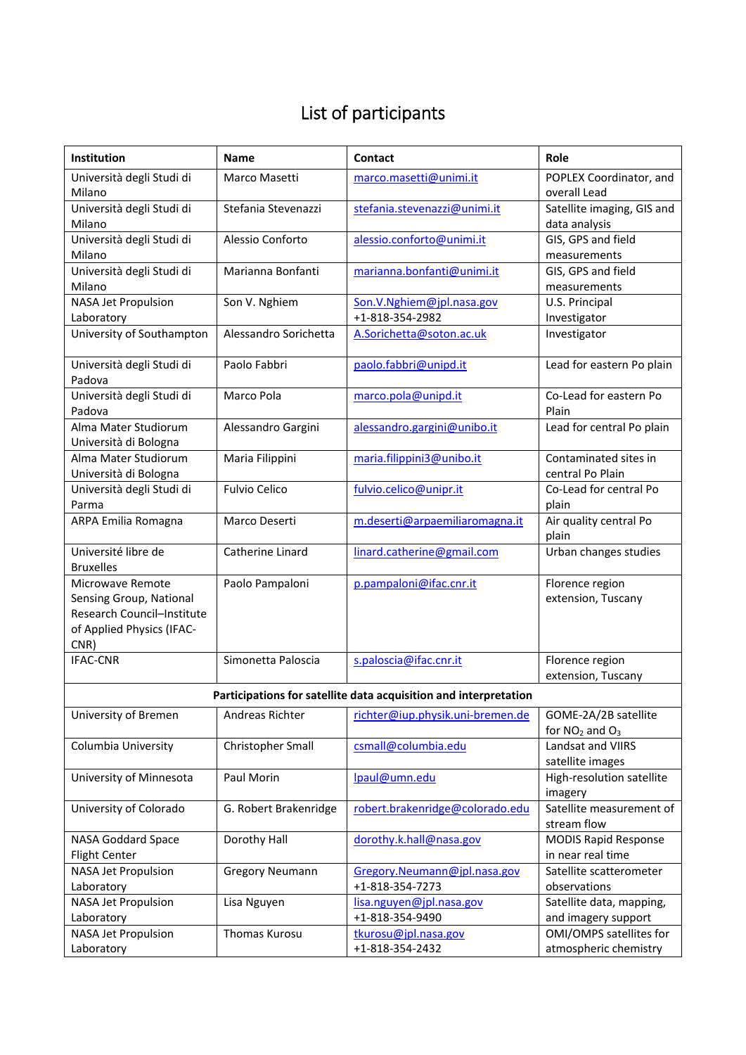# List of participants

| Institution | Name | Contact | Role |
|---|---|---|---|
| Università degli Studi di Milano | Marco Masetti | marco.masetti@unimi.it | POPLEX Coordinator, and overall Lead |
| Università degli Studi di Milano | Stefania Stevenazzi | stefania.stevenazzi@unimi.it | Satellite imaging, GIS and data analysis |
| Università degli Studi di Milano | Alessio Conforto | alessio.conforto@unimi.it | GIS, GPS and field measurements |
| Università degli Studi di Milano | Marianna Bonfanti | marianna.bonfanti@unimi.it | GIS, GPS and field measurements |
| NASA Jet Propulsion Laboratory | Son V. Nghiem | Son.V.Nghiem@jpl.nasa.gov +1-818-354-2982 | U.S. Principal Investigator |
| University of Southampton | Alessandro Sorichetta | A.Sorichetta@soton.ac.uk | Investigator |
| Università degli Studi di Padova | Paolo Fabbri | paolo.fabbri@unipd.it | Lead for eastern Po plain |
| Università degli Studi di Padova | Marco Pola | marco.pola@unipd.it | Co-Lead for eastern Po Plain |
| Alma Mater Studiorum Università di Bologna | Alessandro Gargini | alessandro.gargini@unibo.it | Lead for central Po plain |
| Alma Mater Studiorum Università di Bologna | Maria Filippini | maria.filippini3@unibo.it | Contaminated sites in central Po Plain |
| Università degli Studi di Parma | Fulvio Celico | fulvio.celico@unipr.it | Co-Lead for central Po plain |
| ARPA Emilia Romagna | Marco Deserti | m.deserti@arpaemiliaromagna.it | Air quality central Po plain |
| Université libre de Bruxelles | Catherine Linard | linard.catherine@gmail.com | Urban changes studies |
| Microwave Remote Sensing Group, National Research Council–Institute of Applied Physics (IFAC-CNR) | Paolo Pampaloni | p.pampaloni@ifac.cnr.it | Florence region extension, Tuscany |
| IFAC-CNR | Simonetta Paloscia | s.paloscia@ifac.cnr.it | Florence region extension, Tuscany |
| **Participations for satellite data acquisition and interpretation** | | | |
| University of Bremen | Andreas Richter | richter@iup.physik.uni-bremen.de | GOME-2A/2B satellite for $NO_2$ and $O_3$ |
| Columbia University | Christopher Small | csmall@columbia.edu | Landsat and VIIRS satellite images |
| University of Minnesota | Paul Morin | lpaul@umn.edu | High-resolution satellite imagery |
| University of Colorado | G. Robert Brakenridge | robert.brakenridge@colorado.edu | Satellite measurement of stream flow |
| NASA Goddard Space Flight Center | Dorothy Hall | dorothy.k.hall@nasa.gov | MODIS Rapid Response in near real time |
| NASA Jet Propulsion Laboratory | Gregory Neumann | Gregory.Neumann@jpl.nasa.gov +1-818-354-7273 | Satellite scatterometer observations |
| NASA Jet Propulsion Laboratory | Lisa Nguyen | lisa.nguyen@jpl.nasa.gov +1-818-354-9490 | Satellite data, mapping, and imagery support |
| NASA Jet Propulsion Laboratory | Thomas Kurosu | tkurosu@jpl.nasa.gov +1-818-354-2432 | OMI/OMPS satellites for atmospheric chemistry |